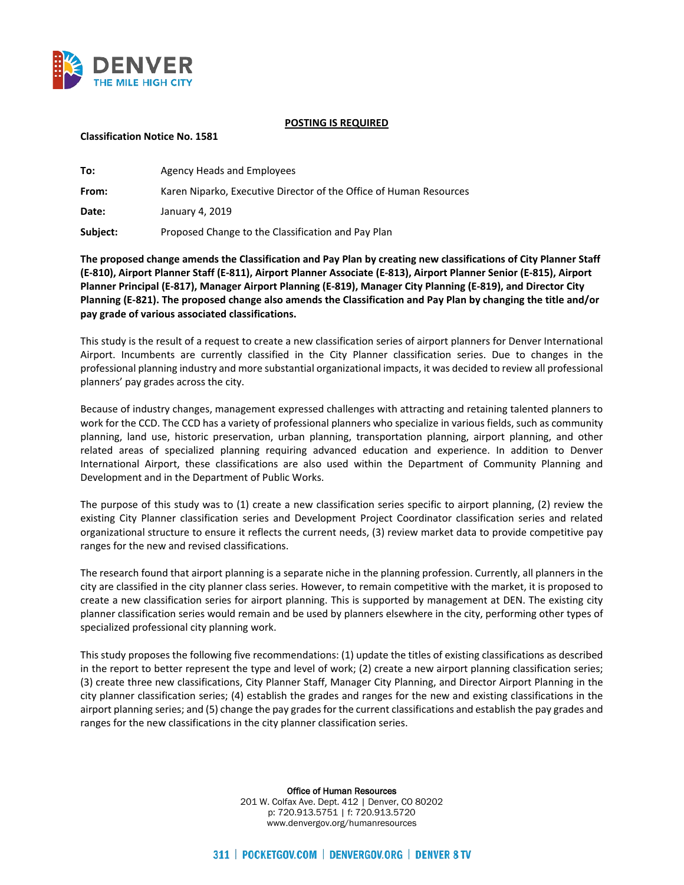**POSTING IS REQUIRED**

**Classification Notice No. 1581**

**To:** Agency Heads and Employees

**From:** Karen Niparko, Executive Director of the Office of Human Resources

**Date:** January 4, 2019

**Subject:** Proposed Change to the Classification and Pay Plan

**The proposed change amends the Classification and Pay Plan by creating new classifications of City Planner Staff (E-810), Airport Planner Staff (E-811), Airport Planner Associate (E-813), Airport Planner Senior (E-815), Airport Planner Principal (E-817), Manager Airport Planning (E-819), Manager City Planning (E-819), and Director City Planning (E-821). The proposed change also amends the Classification and Pay Plan by changing the title and/or pay grade of various associated classifications.**

This study is the result of a request to create a new classification series of airport planners for Denver International Airport. Incumbents are currently classified in the City Planner classification series. Due to changes in the professional planning industry and more substantial organizational impacts, it was decided to review all professional planners' pay grades across the city.

Because of industry changes, management expressed challenges with attracting and retaining talented planners to work for the CCD. The CCD has a variety of professional planners who specialize in various fields, such as community planning, land use, historic preservation, urban planning, transportation planning, airport planning, and other related areas of specialized planning requiring advanced education and experience. In addition to Denver International Airport, these classifications are also used within the Department of Community Planning and Development and in the Department of Public Works.

The purpose of this study was to (1) create a new classification series specific to airport planning, (2) review the existing City Planner classification series and Development Project Coordinator classification series and related organizational structure to ensure it reflects the current needs, (3) review market data to provide competitive pay ranges for the new and revised classifications.

The research found that airport planning is a separate niche in the planning profession. Currently, all planners in the city are classified in the city planner class series. However, to remain competitive with the market, it is proposed to create a new classification series for airport planning. This is supported by management at DEN. The existing city planner classification series would remain and be used by planners elsewhere in the city, performing other types of specialized professional city planning work.

This study proposes the following five recommendations: (1) update the titles of existing classifications as described in the report to better represent the type and level of work; (2) create a new airport planning classification series; (3) create three new classifications, City Planner Staff, Manager City Planning, and Director Airport Planning in the city planner classification series; (4) establish the grades and ranges for the new and existing classifications in the airport planning series; and (5) change the pay grades for the current classifications and establish the pay grades and ranges for the new classifications in the city planner classification series.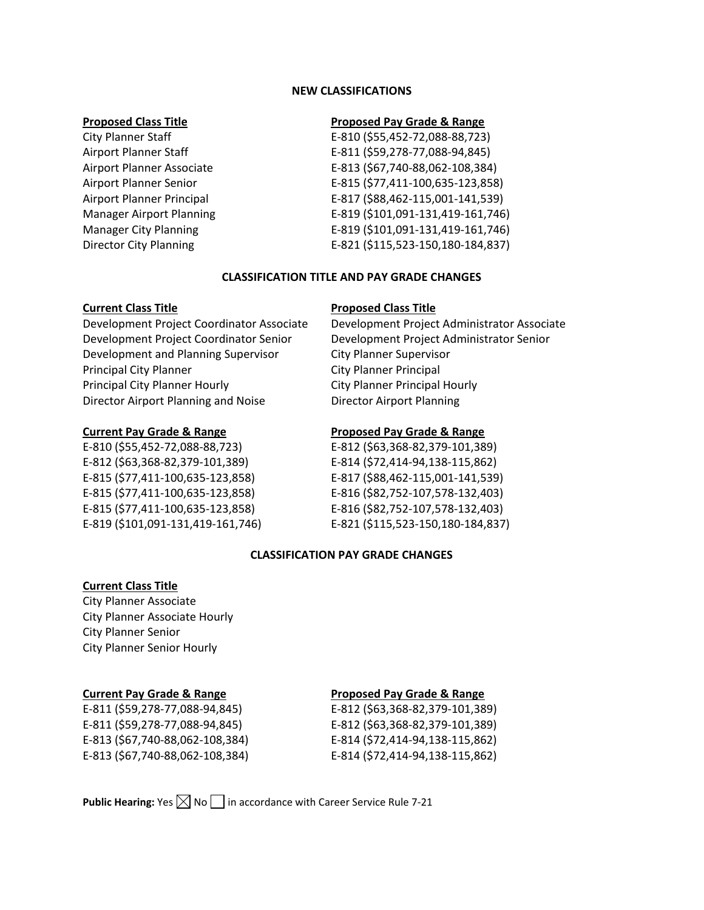## NEW CLASSIFICATIONS

| Proposed Class Title | Proposed Pay Grade & Range |
|---|---|
| City Planner Staff | E-810 ($55,452-72,088-88,723) |
| Airport Planner Staff | E-811 ($59,278-77,088-94,845) |
| Airport Planner Associate | E-813 ($67,740-88,062-108,384) |
| Airport Planner Senior | E-815 ($77,411-100,635-123,858) |
| Airport Planner Principal | E-817 ($88,462-115,001-141,539) |
| Manager Airport Planning | E-819 ($101,091-131,419-161,746) |
| Manager City Planning | E-819 ($101,091-131,419-161,746) |
| Director City Planning | E-821 ($115,523-150,180-184,837) |

## CLASSIFICATION TITLE AND PAY GRADE CHANGES

| Current Class Title | Proposed Class Title |
|---|---|
| Development Project Coordinator Associate | Development Project Administrator Associate |
| Development Project Coordinator Senior | Development Project Administrator Senior |
| Development and Planning Supervisor | City Planner Supervisor |
| Principal City Planner | City Planner Principal |
| Principal City Planner Hourly | City Planner Principal Hourly |
| Director Airport Planning and Noise | Director Airport Planning |

| Current Pay Grade & Range | Proposed Pay Grade & Range |
|---|---|
| E-810 ($55,452-72,088-88,723) | E-812 ($63,368-82,379-101,389) |
| E-812 ($63,368-82,379-101,389) | E-814 ($72,414-94,138-115,862) |
| E-815 ($77,411-100,635-123,858) | E-817 ($88,462-115,001-141,539) |
| E-815 ($77,411-100,635-123,858) | E-816 ($82,752-107,578-132,403) |
| E-815 ($77,411-100,635-123,858) | E-816 ($82,752-107,578-132,403) |
| E-819 ($101,091-131,419-161,746) | E-821 ($115,523-150,180-184,837) |

## CLASSIFICATION PAY GRADE CHANGES

**Current Class Title**

City Planner Associate
City Planner Associate Hourly
City Planner Senior
City Planner Senior Hourly

| Current Pay Grade & Range | Proposed Pay Grade & Range |
|---|---|
| E-811 ($59,278-77,088-94,845) | E-812 ($63,368-82,379-101,389) |
| E-811 ($59,278-77,088-94,845) | E-812 ($63,368-82,379-101,389) |
| E-813 ($67,740-88,062-108,384) | E-814 ($72,414-94,138-115,862) |
| E-813 ($67,740-88,062-108,384) | E-814 ($72,414-94,138-115,862) |

**Public Hearing:** Yes ☒ No ☐ in accordance with Career Service Rule 7-21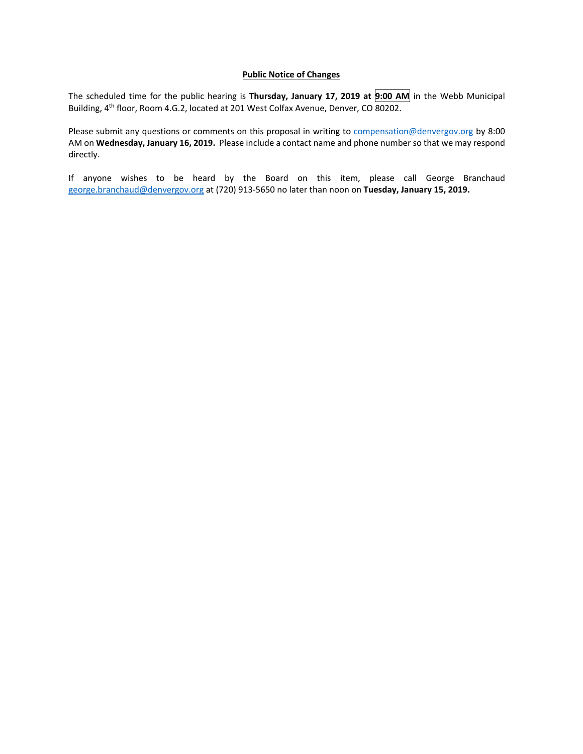**Public Notice of Changes**

The scheduled time for the public hearing is **Thursday, January 17, 2019 at 9:00 AM** in the Webb Municipal Building, 4th floor, Room 4.G.2, located at 201 West Colfax Avenue, Denver, CO 80202.

Please submit any questions or comments on this proposal in writing to compensation@denvergov.org by 8:00 AM on **Wednesday, January 16, 2019.** Please include a contact name and phone number so that we may respond directly.

If anyone wishes to be heard by the Board on this item, please call George Branchaud george.branchaud@denvergov.org at (720) 913-5650 no later than noon on **Tuesday, January 15, 2019.**